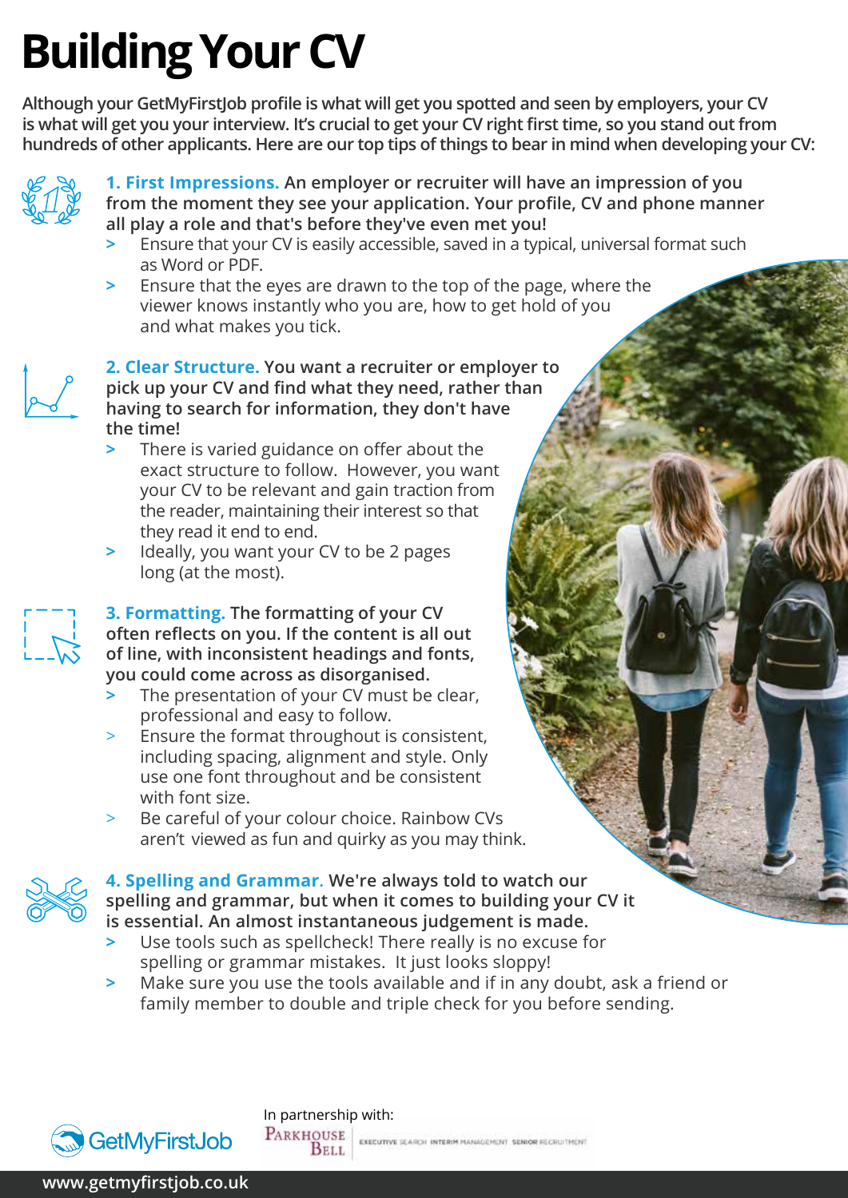# Building Your CV

**Although your GetMyFirstJob profile is what will get you spotted and seen by employers, your CV is what will get you your interview. It's crucial to get your CV right first time, so you stand out from hundreds of other applicants. Here are our top tips of things to bear in mind when developing your CV:**

**1. First Impressions.** **An employer or recruiter will have an impression of you from the moment they see your application. Your profile, CV and phone manner all play a role and that's before they've even met you!**

> Ensure that your CV is easily accessible, saved in a typical, universal format such as Word or PDF.

> Ensure that the eyes are drawn to the top of the page, where the viewer knows instantly who you are, how to get hold of you and what makes you tick.

**2. Clear Structure.** **You want a recruiter or employer to pick up your CV and find what they need, rather than having to search for information, they don't have the time!**

> There is varied guidance on offer about the exact structure to follow. However, you want your CV to be relevant and gain traction from the reader, maintaining their interest so that they read it end to end.

> Ideally, you want your CV to be 2 pages long (at the most).

**3. Formatting.** **The formatting of your CV often reflects on you. If the content is all out of line, with inconsistent headings and fonts, you could come across as disorganised.**

> The presentation of your CV must be clear, professional and easy to follow.

> Ensure the format throughout is consistent, including spacing, alignment and style. Only use one font throughout and be consistent with font size.

> Be careful of your colour choice. Rainbow CVs aren't viewed as fun and quirky as you may think.

**4. Spelling and Grammar.** **We're always told to watch our spelling and grammar, but when it comes to building your CV it is essential. An almost instantaneous judgement is made.**

> Use tools such as spellcheck! There really is no excuse for spelling or grammar mistakes. It just looks sloppy!

> Make sure you use the tools available and if in any doubt, ask a friend or family member to double and triple check for you before sending.

GetMyFirstJob

In partnership with: Parkhouse Bell — Executive Search | Interim Management | Senior Recruitment

www.getmyfirstjob.co.uk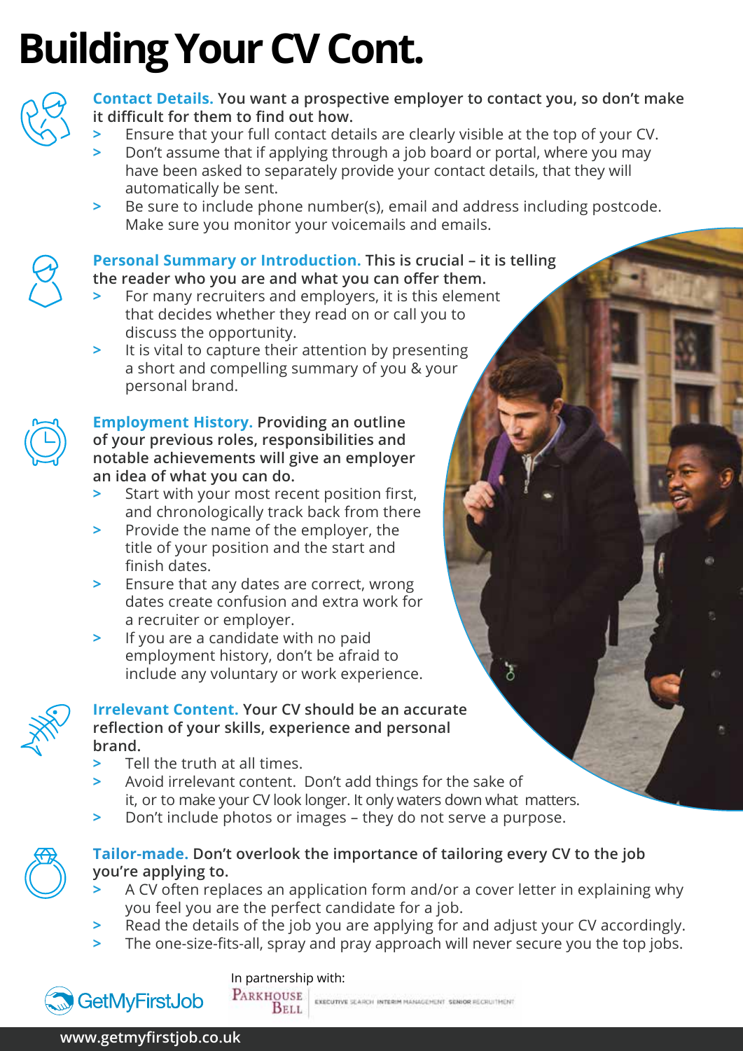# Building Your CV Cont.

**Contact Details. You want a prospective employer to contact you, so don't make it difficult for them to find out how.**

- Ensure that your full contact details are clearly visible at the top of your CV.
- Don't assume that if applying through a job board or portal, where you may have been asked to separately provide your contact details, that they will automatically be sent.
- Be sure to include phone number(s), email and address including postcode. Make sure you monitor your voicemails and emails.

**Personal Summary or Introduction. This is crucial – it is telling the reader who you are and what you can offer them.**

- For many recruiters and employers, it is this element that decides whether they read on or call you to discuss the opportunity.
- It is vital to capture their attention by presenting a short and compelling summary of you & your personal brand.

**Employment History. Providing an outline of your previous roles, responsibilities and notable achievements will give an employer an idea of what you can do.**

- Start with your most recent position first, and chronologically track back from there
- Provide the name of the employer, the title of your position and the start and finish dates.
- Ensure that any dates are correct, wrong dates create confusion and extra work for a recruiter or employer.
- If you are a candidate with no paid employment history, don't be afraid to include any voluntary or work experience.

**Irrelevant Content. Your CV should be an accurate reflection of your skills, experience and personal brand.**

- Tell the truth at all times.
- Avoid irrelevant content. Don't add things for the sake of it, or to make your CV look longer. It only waters down what matters.
- Don't include photos or images – they do not serve a purpose.

**Tailor-made. Don't overlook the importance of tailoring every CV to the job you're applying to.**

- A CV often replaces an application form and/or a cover letter in explaining why you feel you are the perfect candidate for a job.
- Read the details of the job you are applying for and adjust your CV accordingly.
- The one-size-fits-all, spray and pray approach will never secure you the top jobs.

GetMyFirstJob

In partnership with: Parkhouse Bell – Executive Search, Interim Management, Senior Recruitment

www.getmyfirstjob.co.uk